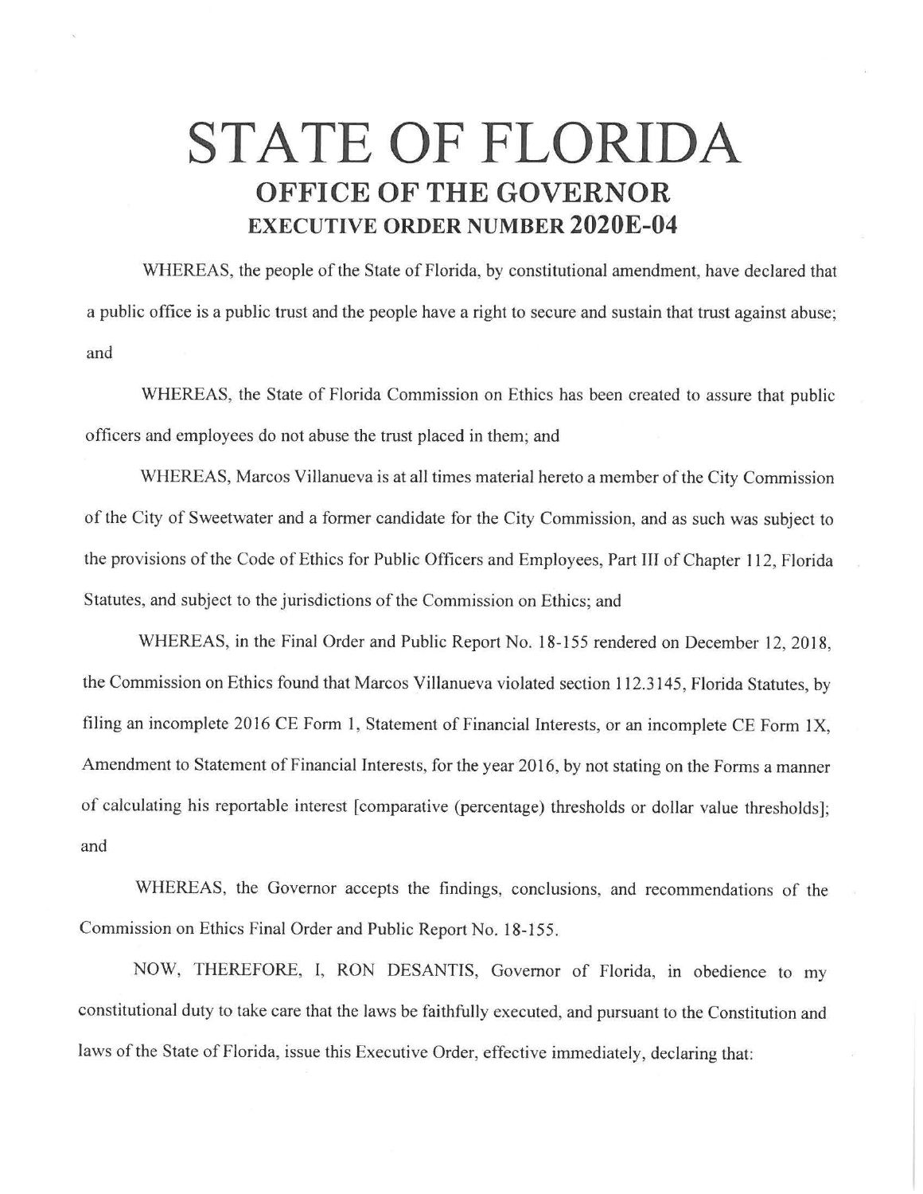# STATE OF FLORIDA
## OFFICE OF THE GOVERNOR
### EXECUTIVE ORDER NUMBER 2020E-04

WHEREAS, the people of the State of Florida, by constitutional amendment, have declared that a public office is a public trust and the people have a right to secure and sustain that trust against abuse; and

WHEREAS, the State of Florida Commission on Ethics has been created to assure that public officers and employees do not abuse the trust placed in them; and

WHEREAS, Marcos Villanueva is at all times material hereto a member of the City Commission of the City of Sweetwater and a former candidate for the City Commission, and as such was subject to the provisions of the Code of Ethics for Public Officers and Employees, Part III of Chapter 112, Florida Statutes, and subject to the jurisdictions of the Commission on Ethics; and

WHEREAS, in the Final Order and Public Report No. 18-155 rendered on December 12, 2018, the Commission on Ethics found that Marcos Villanueva violated section 112.3145, Florida Statutes, by filing an incomplete 2016 CE Form 1, Statement of Financial Interests, or an incomplete CE Form 1X, Amendment to Statement of Financial Interests, for the year 2016, by not stating on the Forms a manner of calculating his reportable interest [comparative (percentage) thresholds or dollar value thresholds]; and

WHEREAS, the Governor accepts the findings, conclusions, and recommendations of the Commission on Ethics Final Order and Public Report No. 18-155.

NOW, THEREFORE, I, RON DESANTIS, Governor of Florida, in obedience to my constitutional duty to take care that the laws be faithfully executed, and pursuant to the Constitution and laws of the State of Florida, issue this Executive Order, effective immediately, declaring that: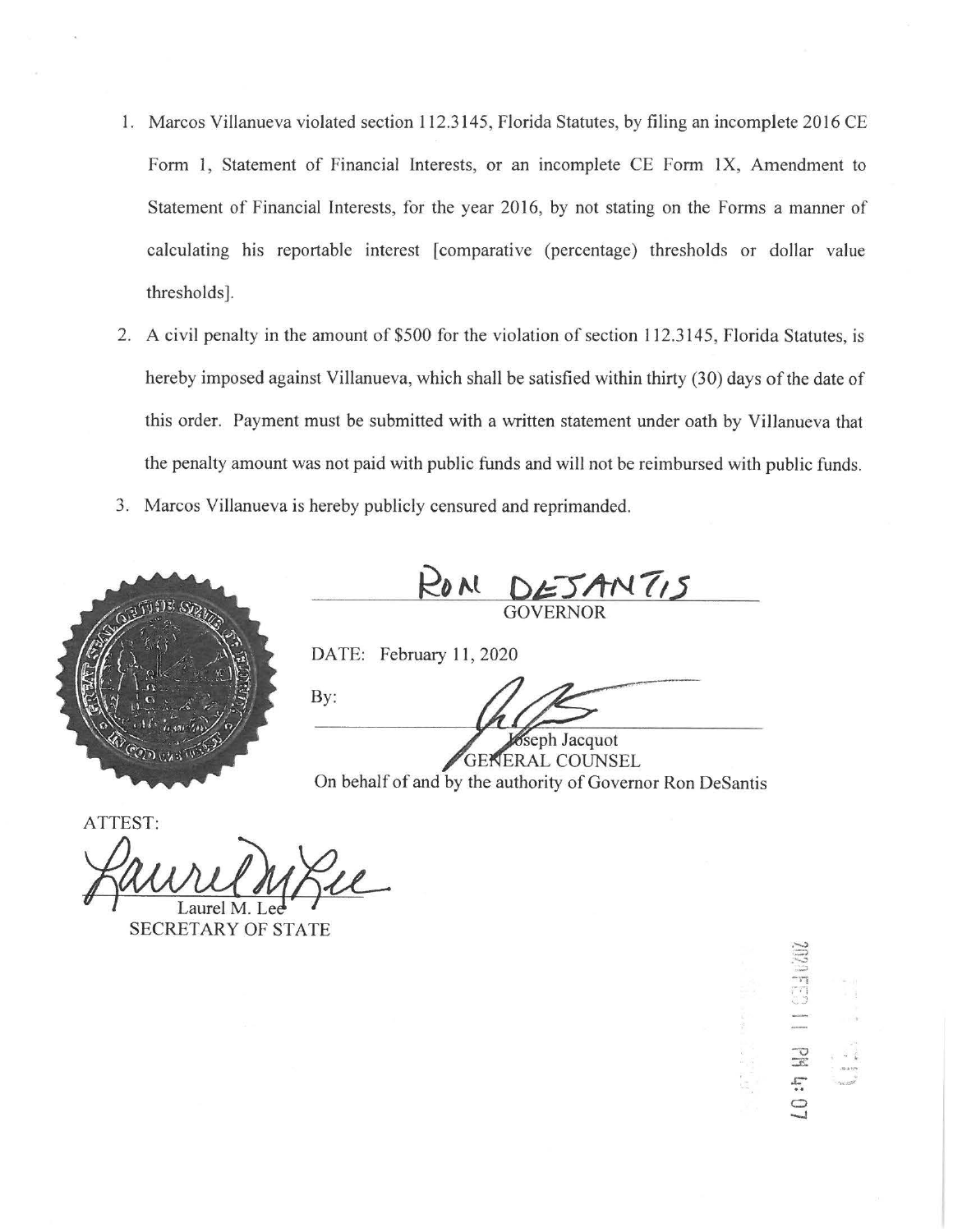1. Marcos Villanueva violated section 112.3145, Florida Statutes, by filing an incomplete 2016 CE Form 1, Statement of Financial Interests, or an incomplete CE Form 1X, Amendment to Statement of Financial Interests, for the year 2016, by not stating on the Forms a manner of calculating his reportable interest [comparative (percentage) thresholds or dollar value thresholds].
2. A civil penalty in the amount of $500 for the violation of section 112.3145, Florida Statutes, is hereby imposed against Villanueva, which shall be satisfied within thirty (30) days of the date of this order. Payment must be submitted with a written statement under oath by Villanueva that the penalty amount was not paid with public funds and will not be reimbursed with public funds.
3. Marcos Villanueva is hereby publicly censured and reprimanded.

RON DESANTIS
GOVERNOR

DATE: February 11, 2020

By:

Joseph Jacquot
GENERAL COUNSEL
On behalf of and by the authority of Governor Ron DeSantis

ATTEST:

Laurel M. Lee
SECRETARY OF STATE

2020 FEB 11 PM 4:07